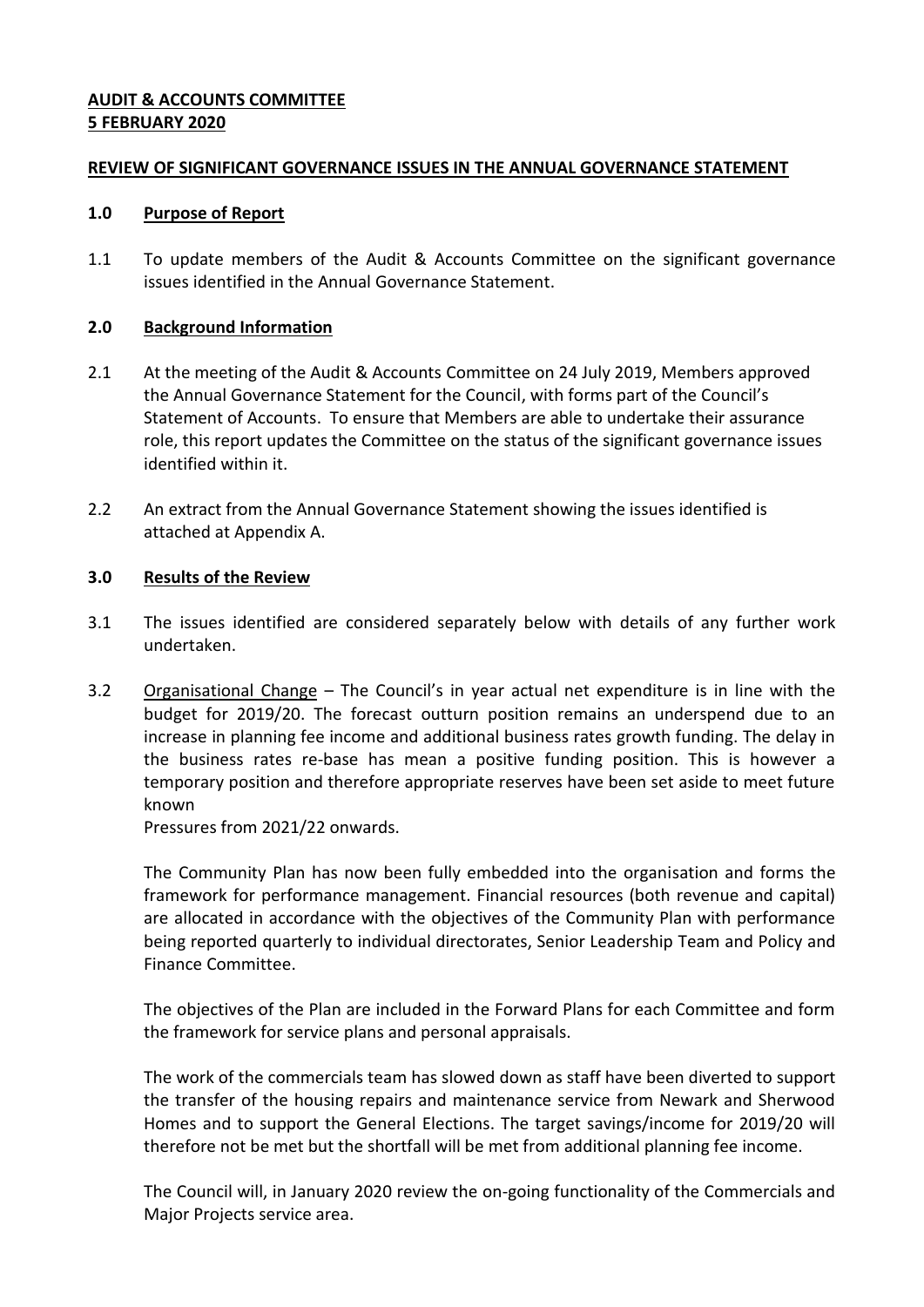**AUDIT & ACCOUNTS COMMITTEE**
**5 FEBRUARY 2020**

**REVIEW OF SIGNIFICANT GOVERNANCE ISSUES IN THE ANNUAL GOVERNANCE STATEMENT**

## 1.0 Purpose of Report

1.1 To update members of the Audit & Accounts Committee on the significant governance issues identified in the Annual Governance Statement.

## 2.0 Background Information

2.1 At the meeting of the Audit & Accounts Committee on 24 July 2019, Members approved the Annual Governance Statement for the Council, with forms part of the Council's Statement of Accounts. To ensure that Members are able to undertake their assurance role, this report updates the Committee on the status of the significant governance issues identified within it.

2.2 An extract from the Annual Governance Statement showing the issues identified is attached at Appendix A.

## 3.0 Results of the Review

3.1 The issues identified are considered separately below with details of any further work undertaken.

3.2 Organisational Change – The Council's in year actual net expenditure is in line with the budget for 2019/20. The forecast outturn position remains an underspend due to an increase in planning fee income and additional business rates growth funding. The delay in the business rates re-base has mean a positive funding position. This is however a temporary position and therefore appropriate reserves have been set aside to meet future known
Pressures from 2021/22 onwards.

The Community Plan has now been fully embedded into the organisation and forms the framework for performance management. Financial resources (both revenue and capital) are allocated in accordance with the objectives of the Community Plan with performance being reported quarterly to individual directorates, Senior Leadership Team and Policy and Finance Committee.

The objectives of the Plan are included in the Forward Plans for each Committee and form the framework for service plans and personal appraisals.

The work of the commercials team has slowed down as staff have been diverted to support the transfer of the housing repairs and maintenance service from Newark and Sherwood Homes and to support the General Elections. The target savings/income for 2019/20 will therefore not be met but the shortfall will be met from additional planning fee income.

The Council will, in January 2020 review the on-going functionality of the Commercials and Major Projects service area.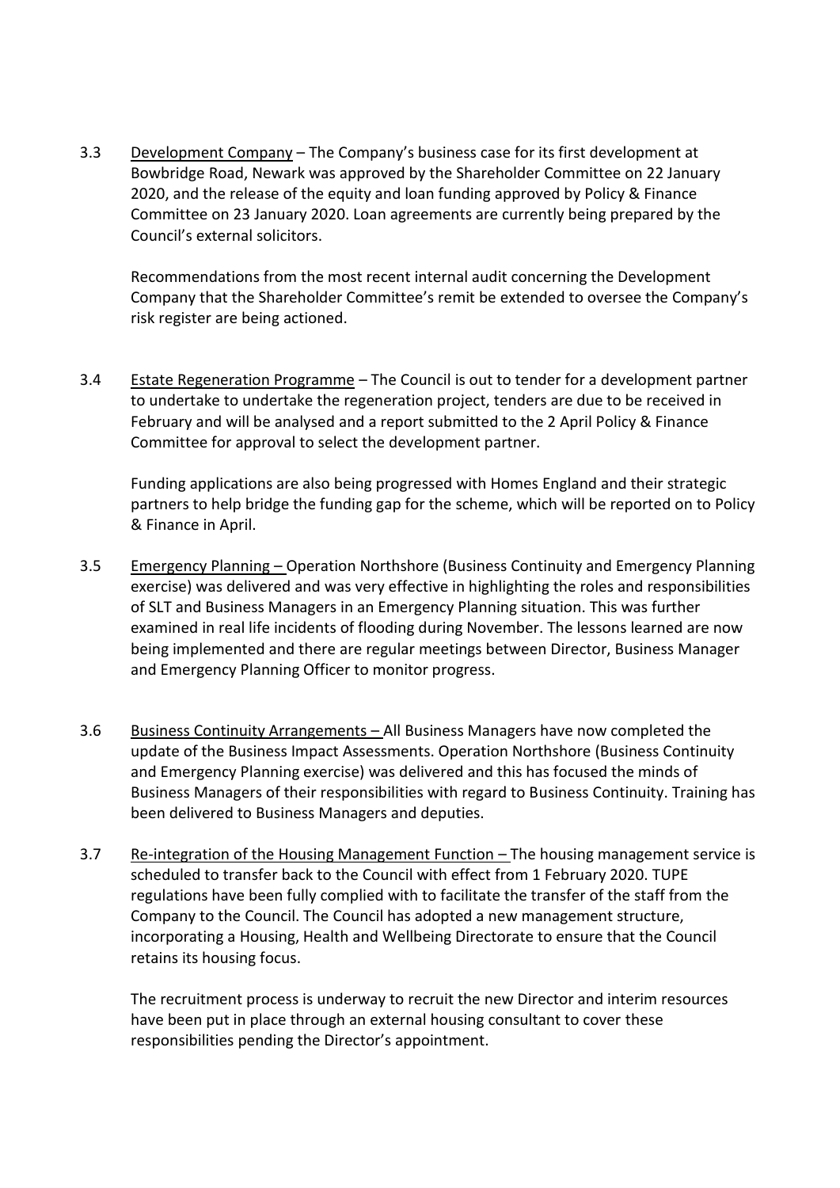3.3 Development Company – The Company's business case for its first development at Bowbridge Road, Newark was approved by the Shareholder Committee on 22 January 2020, and the release of the equity and loan funding approved by Policy & Finance Committee on 23 January 2020. Loan agreements are currently being prepared by the Council's external solicitors.

Recommendations from the most recent internal audit concerning the Development Company that the Shareholder Committee's remit be extended to oversee the Company's risk register are being actioned.

3.4 Estate Regeneration Programme – The Council is out to tender for a development partner to undertake to undertake the regeneration project, tenders are due to be received in February and will be analysed and a report submitted to the 2 April Policy & Finance Committee for approval to select the development partner.

Funding applications are also being progressed with Homes England and their strategic partners to help bridge the funding gap for the scheme, which will be reported on to Policy & Finance in April.

3.5 Emergency Planning – Operation Northshore (Business Continuity and Emergency Planning exercise) was delivered and was very effective in highlighting the roles and responsibilities of SLT and Business Managers in an Emergency Planning situation. This was further examined in real life incidents of flooding during November. The lessons learned are now being implemented and there are regular meetings between Director, Business Manager and Emergency Planning Officer to monitor progress.

3.6 Business Continuity Arrangements – All Business Managers have now completed the update of the Business Impact Assessments. Operation Northshore (Business Continuity and Emergency Planning exercise) was delivered and this has focused the minds of Business Managers of their responsibilities with regard to Business Continuity. Training has been delivered to Business Managers and deputies.

3.7 Re-integration of the Housing Management Function – The housing management service is scheduled to transfer back to the Council with effect from 1 February 2020. TUPE regulations have been fully complied with to facilitate the transfer of the staff from the Company to the Council. The Council has adopted a new management structure, incorporating a Housing, Health and Wellbeing Directorate to ensure that the Council retains its housing focus.

The recruitment process is underway to recruit the new Director and interim resources have been put in place through an external housing consultant to cover these responsibilities pending the Director's appointment.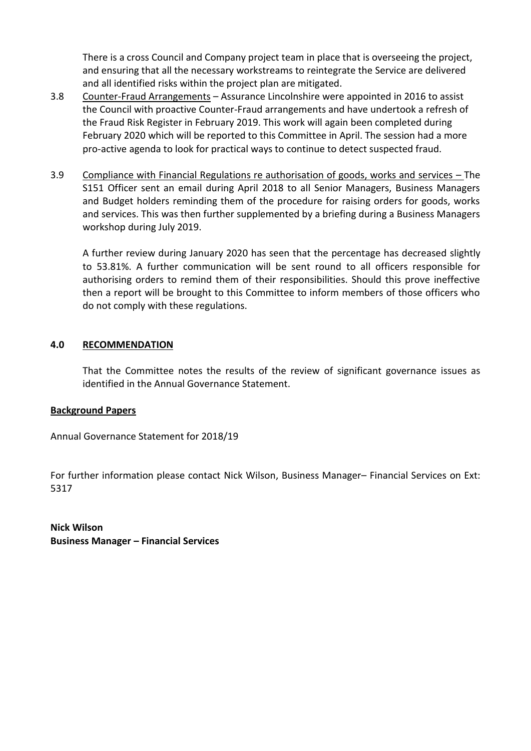There is a cross Council and Company project team in place that is overseeing the project, and ensuring that all the necessary workstreams to reintegrate the Service are delivered and all identified risks within the project plan are mitigated.

3.8 Counter-Fraud Arrangements – Assurance Lincolnshire were appointed in 2016 to assist the Council with proactive Counter-Fraud arrangements and have undertook a refresh of the Fraud Risk Register in February 2019. This work will again been completed during February 2020 which will be reported to this Committee in April. The session had a more pro-active agenda to look for practical ways to continue to detect suspected fraud.

3.9 Compliance with Financial Regulations re authorisation of goods, works and services – The S151 Officer sent an email during April 2018 to all Senior Managers, Business Managers and Budget holders reminding them of the procedure for raising orders for goods, works and services. This was then further supplemented by a briefing during a Business Managers workshop during July 2019.

A further review during January 2020 has seen that the percentage has decreased slightly to 53.81%. A further communication will be sent round to all officers responsible for authorising orders to remind them of their responsibilities. Should this prove ineffective then a report will be brought to this Committee to inform members of those officers who do not comply with these regulations.

## 4.0 RECOMMENDATION

That the Committee notes the results of the review of significant governance issues as identified in the Annual Governance Statement.

**Background Papers**

Annual Governance Statement for 2018/19

For further information please contact Nick Wilson, Business Manager– Financial Services on Ext: 5317

**Nick Wilson**
**Business Manager – Financial Services**